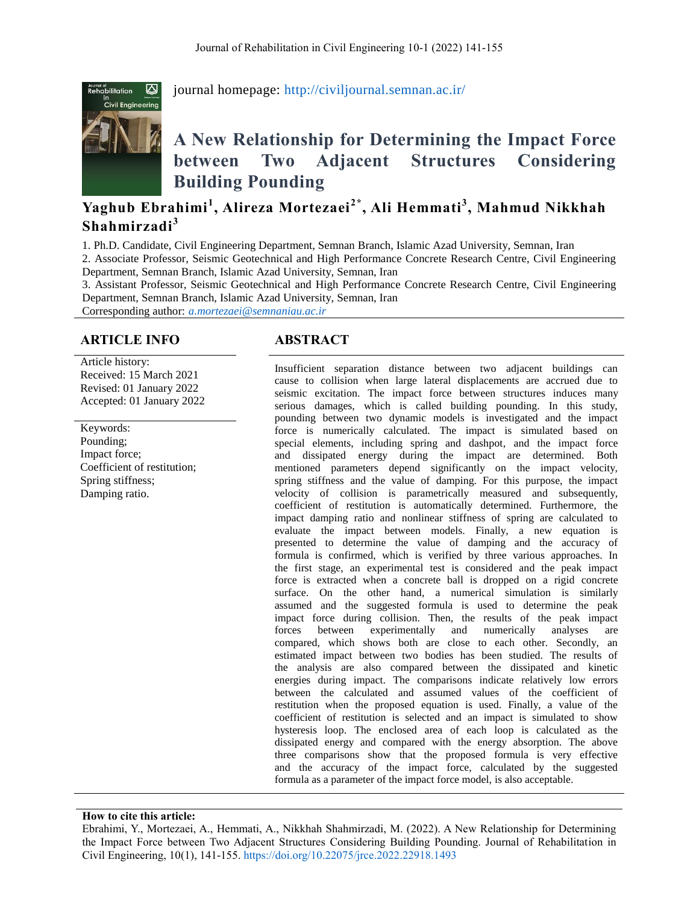journal homepage: http://civiljournal.semnan.ac.ir/

# A New Relationship for Determining the Impact Force between Two Adjacent Structures Considering Building Pounding

**Yaghub Ebrahimi[1], Alireza Mortezaei[2*], Ali Hemmati[3], Mahmud Nikkhah Shahmirzadi[3]**

1. Ph.D. Candidate, Civil Engineering Department, Semnan Branch, Islamic Azad University, Semnan, Iran
2. Associate Professor, Seismic Geotechnical and High Performance Concrete Research Centre, Civil Engineering Department, Semnan Branch, Islamic Azad University, Semnan, Iran
3. Assistant Professor, Seismic Geotechnical and High Performance Concrete Research Centre, Civil Engineering Department, Semnan Branch, Islamic Azad University, Semnan, Iran

Corresponding author: *a.mortezaei@semnaniau.ac.ir*

## ARTICLE INFO

Article history:
Received: 15 March 2021
Revised: 01 January 2022
Accepted: 01 January 2022

Keywords:
Pounding;
Impact force;
Coefficient of restitution;
Spring stiffness;
Damping ratio.

## ABSTRACT

Insufficient separation distance between two adjacent buildings can cause to collision when large lateral displacements are accrued due to seismic excitation. The impact force between structures induces many serious damages, which is called building pounding. In this study, pounding between two dynamic models is investigated and the impact force is numerically calculated. The impact is simulated based on special elements, including spring and dashpot, and the impact force and dissipated energy during the impact are determined. Both mentioned parameters depend significantly on the impact velocity, spring stiffness and the value of damping. For this purpose, the impact velocity of collision is parametrically measured and subsequently, coefficient of restitution is automatically determined. Furthermore, the impact damping ratio and nonlinear stiffness of spring are calculated to evaluate the impact between models. Finally, a new equation is presented to determine the value of damping and the accuracy of formula is confirmed, which is verified by three various approaches. In the first stage, an experimental test is considered and the peak impact force is extracted when a concrete ball is dropped on a rigid concrete surface. On the other hand, a numerical simulation is similarly assumed and the suggested formula is used to determine the peak impact force during collision. Then, the results of the peak impact forces between experimentally and numerically analyses are compared, which shows both are close to each other. Secondly, an estimated impact between two bodies has been studied. The results of the analysis are also compared between the dissipated and kinetic energies during impact. The comparisons indicate relatively low errors between the calculated and assumed values of the coefficient of restitution when the proposed equation is used. Finally, a value of the coefficient of restitution is selected and an impact is simulated to show hysteresis loop. The enclosed area of each loop is calculated as the dissipated energy and compared with the energy absorption. The above three comparisons show that the proposed formula is very effective and the accuracy of the impact force, calculated by the suggested formula as a parameter of the impact force model, is also acceptable.

**How to cite this article:**
Ebrahimi, Y., Mortezaei, A., Hemmati, A., Nikkhah Shahmirzadi, M. (2022). A New Relationship for Determining the Impact Force between Two Adjacent Structures Considering Building Pounding. Journal of Rehabilitation in Civil Engineering, 10(1), 141-155. https://doi.org/10.22075/jrce.2022.22918.1493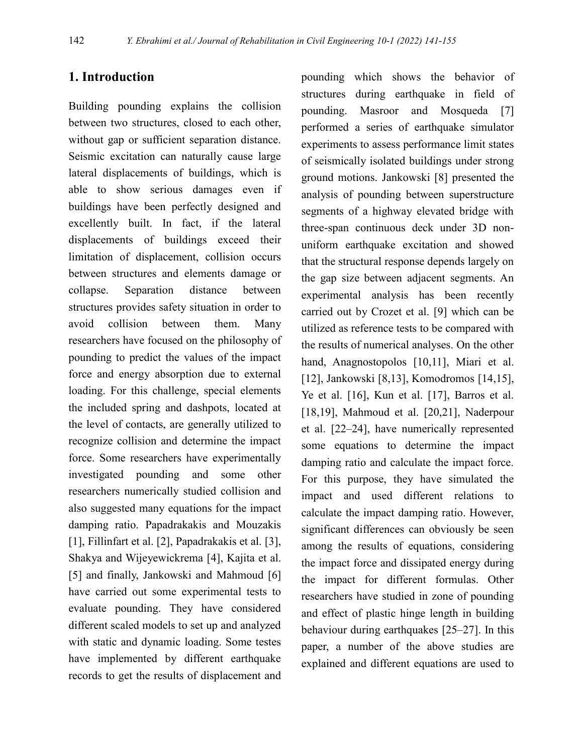## 1. Introduction

Building pounding explains the collision between two structures, closed to each other, without gap or sufficient separation distance. Seismic excitation can naturally cause large lateral displacements of buildings, which is able to show serious damages even if buildings have been perfectly designed and excellently built. In fact, if the lateral displacements of buildings exceed their limitation of displacement, collision occurs between structures and elements damage or collapse. Separation distance between structures provides safety situation in order to avoid collision between them. Many researchers have focused on the philosophy of pounding to predict the values of the impact force and energy absorption due to external loading. For this challenge, special elements the included spring and dashpots, located at the level of contacts, are generally utilized to recognize collision and determine the impact force. Some researchers have experimentally investigated pounding and some other researchers numerically studied collision and also suggested many equations for the impact damping ratio. Papadrakakis and Mouzakis [1], Fillinfart et al. [2], Papadrakakis et al. [3], Shakya and Wijeyewickrema [4], Kajita et al. [5] and finally, Jankowski and Mahmoud [6] have carried out some experimental tests to evaluate pounding. They have considered different scaled models to set up and analyzed with static and dynamic loading. Some testes have implemented by different earthquake records to get the results of displacement and pounding which shows the behavior of structures during earthquake in field of pounding. Masroor and Mosqueda [7] performed a series of earthquake simulator experiments to assess performance limit states of seismically isolated buildings under strong ground motions. Jankowski [8] presented the analysis of pounding between superstructure segments of a highway elevated bridge with three-span continuous deck under 3D non-uniform earthquake excitation and showed that the structural response depends largely on the gap size between adjacent segments. An experimental analysis has been recently carried out by Crozet et al. [9] which can be utilized as reference tests to be compared with the results of numerical analyses. On the other hand, Anagnostopolos [10,11], Miari et al. [12], Jankowski [8,13], Komodromos [14,15], Ye et al. [16], Kun et al. [17], Barros et al. [18,19], Mahmoud et al. [20,21], Naderpour et al. [22–24], have numerically represented some equations to determine the impact damping ratio and calculate the impact force. For this purpose, they have simulated the impact and used different relations to calculate the impact damping ratio. However, significant differences can obviously be seen among the results of equations, considering the impact force and dissipated energy during the impact for different formulas. Other researchers have studied in zone of pounding and effect of plastic hinge length in building behaviour during earthquakes [25–27]. In this paper, a number of the above studies are explained and different equations are used to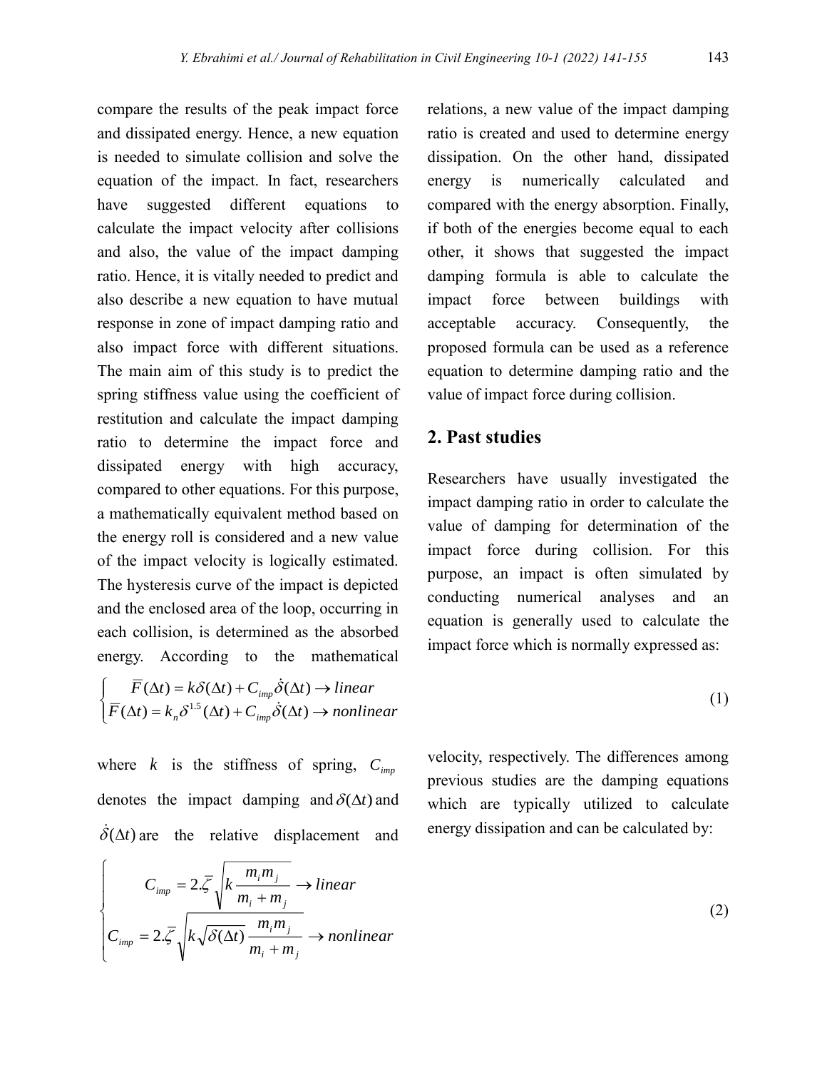compare the results of the peak impact force and dissipated energy. Hence, a new equation is needed to simulate collision and solve the equation of the impact. In fact, researchers have suggested different equations to calculate the impact velocity after collisions and also, the value of the impact damping ratio. Hence, it is vitally needed to predict and also describe a new equation to have mutual response in zone of impact damping ratio and also impact force with different situations. The main aim of this study is to predict the spring stiffness value using the coefficient of restitution and calculate the impact damping ratio to determine the impact force and dissipated energy with high accuracy, compared to other equations. For this purpose, a mathematically equivalent method based on the energy roll is considered and a new value of the impact velocity is logically estimated. The hysteresis curve of the impact is depicted and the enclosed area of the loop, occurring in each collision, is determined as the absorbed energy. According to the mathematical relations, a new value of the impact damping ratio is created and used to determine energy dissipation. On the other hand, dissipated energy is numerically calculated and compared with the energy absorption. Finally, if both of the energies become equal to each other, it shows that suggested the impact damping formula is able to calculate the impact force between buildings with acceptable accuracy. Consequently, the proposed formula can be used as a reference equation to determine damping ratio and the value of impact force during collision.

## 2. Past studies

Researchers have usually investigated the impact damping ratio in order to calculate the value of damping for determination of the impact force during collision. For this purpose, an impact is often simulated by conducting numerical analyses and an equation is generally used to calculate the impact force which is normally expressed as:

$$
\begin{cases} \overline{F}(\Delta t) = k\delta(\Delta t) + C_{imp}\dot{\delta}(\Delta t) \rightarrow linear \\ \overline{F}(\Delta t) = k_n\delta^{1.5}(\Delta t) + C_{imp}\dot{\delta}(\Delta t) \rightarrow nonlinear \end{cases} \tag{1}
$$

where $k$ is the stiffness of spring, $C_{imp}$ denotes the impact damping and $\delta(\Delta t)$ and $\dot{\delta}(\Delta t)$ are the relative displacement and velocity, respectively. The differences among previous studies are the damping equations which are typically utilized to calculate energy dissipation and can be calculated by:

$$
\begin{cases} C_{imp} = 2.\overline{\zeta}\sqrt{k\dfrac{m_i m_j}{m_i + m_j}} \rightarrow linear \\ C_{imp} = 2.\overline{\zeta}\sqrt{k\sqrt{\delta(\Delta t)}\dfrac{m_i m_j}{m_i + m_j}} \rightarrow nonlinear \end{cases} \tag{2}
$$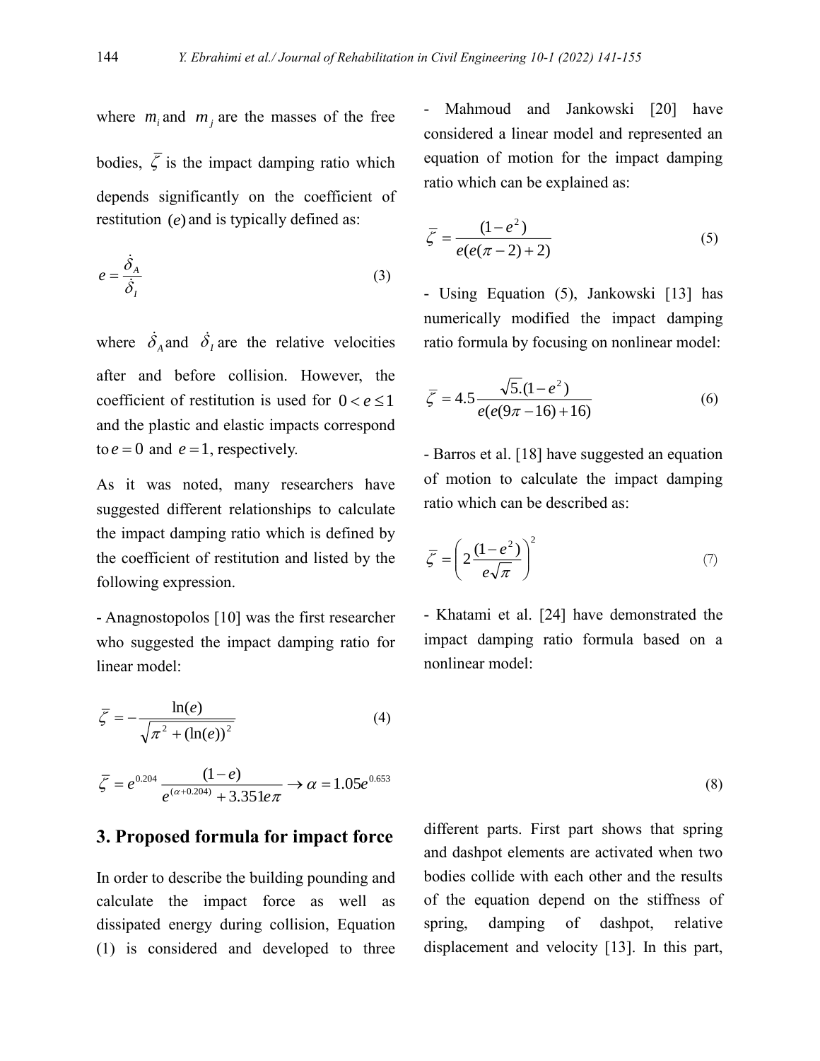where $m_i$ and $m_j$ are the masses of the free bodies, $\bar{\zeta}$ is the impact damping ratio which depends significantly on the coefficient of restitution $(e)$ and is typically defined as:

$$e = \frac{\dot{\delta}_A}{\dot{\delta}_I} \tag{3}$$

where $\dot{\delta}_A$ and $\dot{\delta}_I$ are the relative velocities after and before collision. However, the coefficient of restitution is used for $0 < e \leq 1$ and the plastic and elastic impacts correspond to $e = 0$ and $e = 1$, respectively.

As it was noted, many researchers have suggested different relationships to calculate the impact damping ratio which is defined by the coefficient of restitution and listed by the following expression.

- Anagnostopolos [10] was the first researcher who suggested the impact damping ratio for linear model:

$$\bar{\zeta} = -\frac{\ln(e)}{\sqrt{\pi^2 + (\ln(e))^2}} \tag{4}$$

- Mahmoud and Jankowski [20] have considered a linear model and represented an equation of motion for the impact damping ratio which can be explained as:

$$\bar{\zeta} = \frac{(1-e^2)}{e(e(\pi - 2) + 2)} \tag{5}$$

- Using Equation (5), Jankowski [13] has numerically modified the impact damping ratio formula by focusing on nonlinear model:

$$\bar{\zeta} = 4.5\frac{\sqrt{5}.(1-e^2)}{e(e(9\pi - 16) + 16)} \tag{6}$$

- Barros et al. [18] have suggested an equation of motion to calculate the impact damping ratio which can be described as:

$$\bar{\zeta} = \left(2\frac{(1-e^2)}{e\sqrt{\pi}}\right)^2 \tag{7}$$

- Khatami et al. [24] have demonstrated the impact damping ratio formula based on a nonlinear model:

$$\bar{\zeta} = e^{0.204}\frac{(1-e)}{e^{(\alpha + 0.204)} + 3.351e\pi} \rightarrow \alpha = 1.05e^{0.653} \tag{8}$$

## 3. Proposed formula for impact force

In order to describe the building pounding and calculate the impact force as well as dissipated energy during collision, Equation (1) is considered and developed to three different parts. First part shows that spring and dashpot elements are activated when two bodies collide with each other and the results of the equation depend on the stiffness of spring, damping of dashpot, relative displacement and velocity [13]. In this part,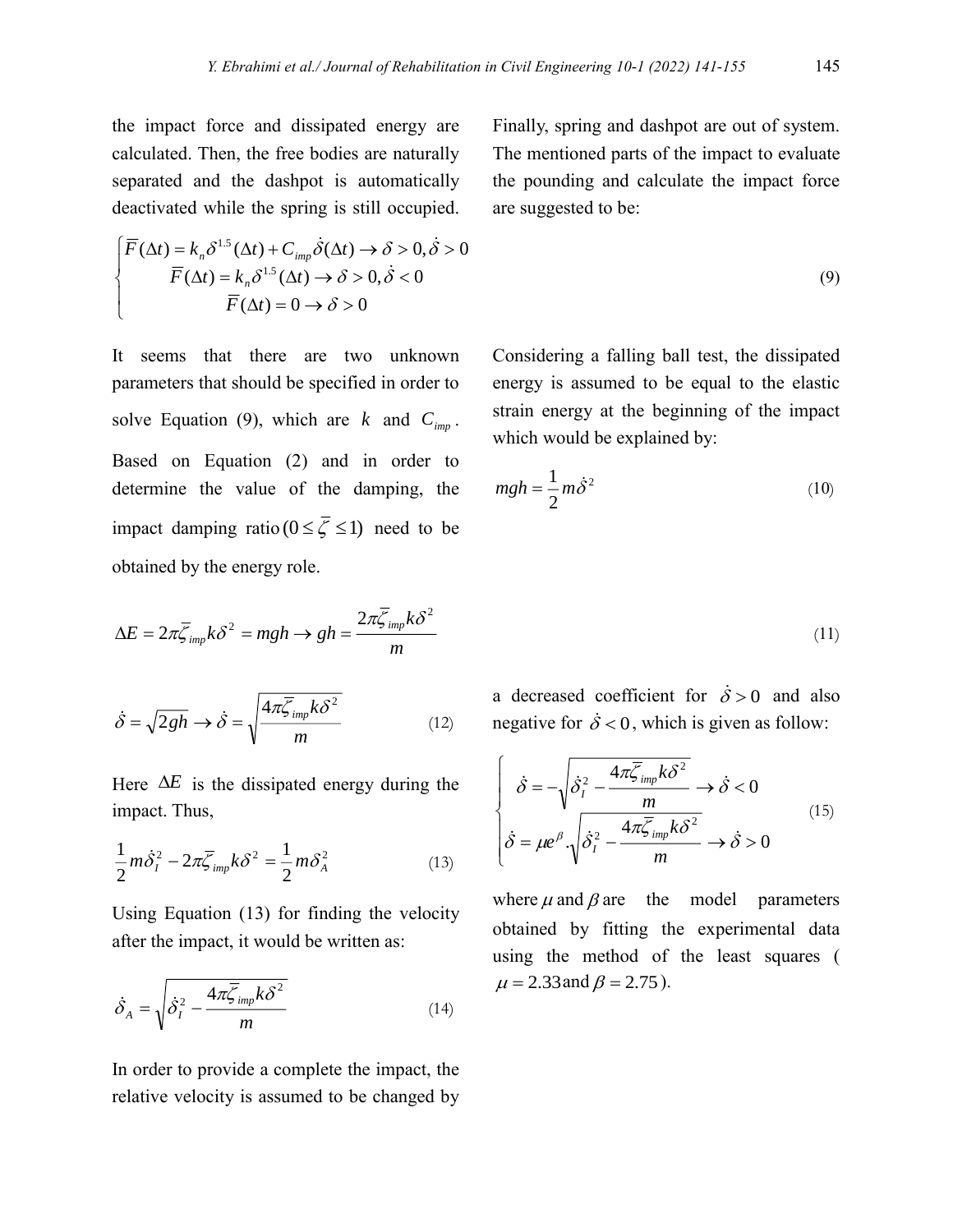the impact force and dissipated energy are calculated. Then, the free bodies are naturally separated and the dashpot is automatically deactivated while the spring is still occupied. Finally, spring and dashpot are out of system. The mentioned parts of the impact to evaluate the pounding and calculate the impact force are suggested to be:

$$\begin{cases} \overline{F}(\Delta t) = k_n \delta^{1.5}(\Delta t) + C_{imp}\dot{\delta}(\Delta t) \rightarrow \delta > 0, \dot{\delta} > 0 \\ \overline{F}(\Delta t) = k_n \delta^{1.5}(\Delta t) \rightarrow \delta > 0, \dot{\delta} < 0 \\ \overline{F}(\Delta t) = 0 \rightarrow \delta > 0 \end{cases} \tag{9}$$

It seems that there are two unknown parameters that should be specified in order to solve Equation (9), which are $k$ and $C_{imp}$. Based on Equation (2) and in order to determine the value of the damping, the impact damping ratio $(0 \leq \overline{\zeta} \leq 1)$ need to be obtained by the energy role.

Considering a falling ball test, the dissipated energy is assumed to be equal to the elastic strain energy at the beginning of the impact which would be explained by:

$$mgh = \frac{1}{2}m\dot{\delta}^2 \tag{10}$$

$$\Delta E = 2\pi\overline{\zeta}_{imp}k\delta^2 = mgh \rightarrow gh = \frac{2\pi\overline{\zeta}_{imp}k\delta^2}{m} \tag{11}$$

$$\dot{\delta} = \sqrt{2gh} \rightarrow \dot{\delta} = \sqrt{\frac{4\pi\overline{\zeta}_{imp}k\delta^2}{m}} \tag{12}$$

Here $\Delta E$ is the dissipated energy during the impact. Thus,

$$\frac{1}{2}m\dot{\delta}_I^2 - 2\pi\overline{\zeta}_{imp}k\delta^2 = \frac{1}{2}m\delta_A^2 \tag{13}$$

Using Equation (13) for finding the velocity after the impact, it would be written as:

$$\dot{\delta}_A = \sqrt{\dot{\delta}_I^2 - \frac{4\pi\overline{\zeta}_{imp}k\delta^2}{m}} \tag{14}$$

In order to provide a complete the impact, the relative velocity is assumed to be changed by a decreased coefficient for $\dot{\delta} > 0$ and also negative for $\dot{\delta} < 0$, which is given as follow:

$$\begin{cases} \dot{\delta} = -\sqrt{\dot{\delta}_I^2 - \dfrac{4\pi\overline{\zeta}_{imp}k\delta^2}{m}} \rightarrow \dot{\delta} < 0 \\ \dot{\delta} = \mu e^{\beta} \cdot \sqrt{\dot{\delta}_I^2 - \dfrac{4\pi\overline{\zeta}_{imp}k\delta^2}{m}} \rightarrow \dot{\delta} > 0 \end{cases} \tag{15}$$

where $\mu$ and $\beta$ are the model parameters obtained by fitting the experimental data using the method of the least squares ( $\mu = 2.33$ and $\beta = 2.75$ ).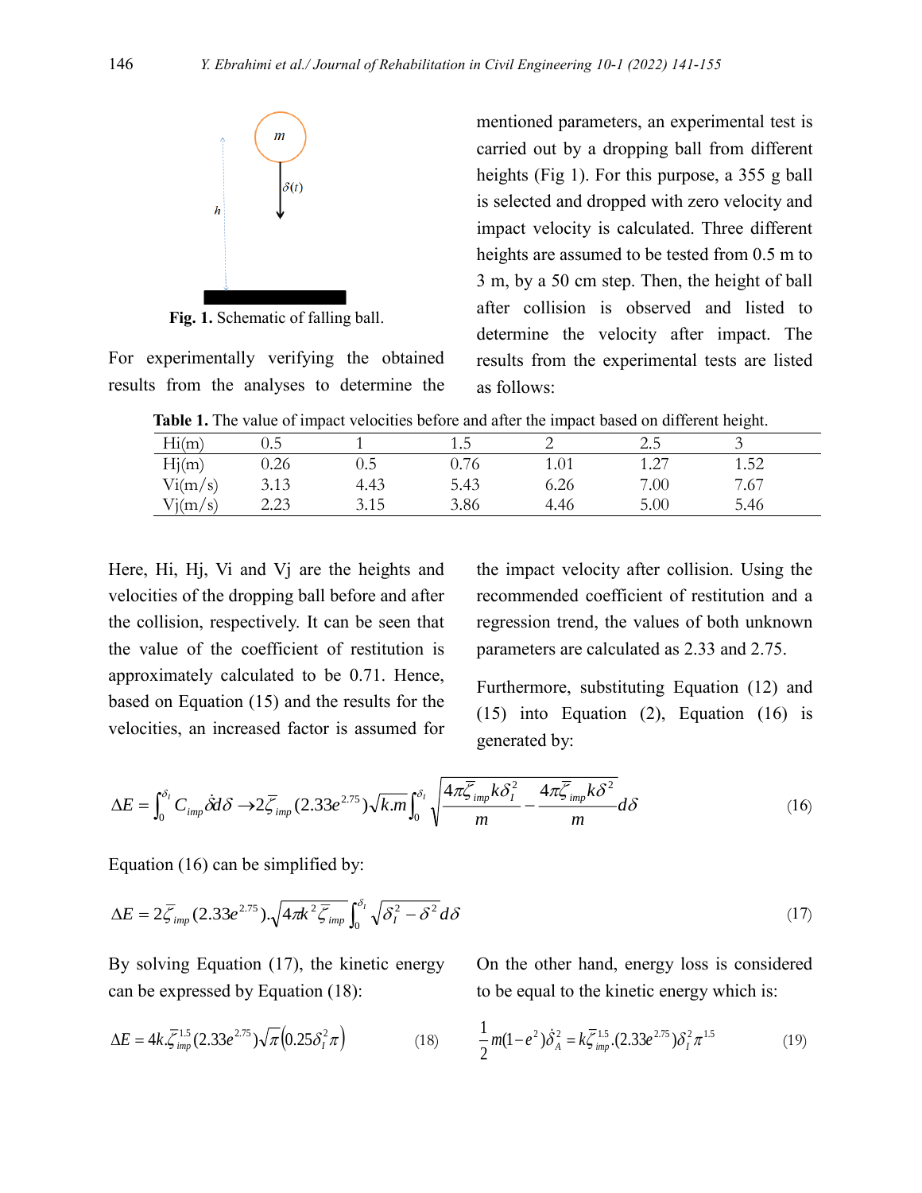Fig. 1. Schematic of falling ball.

For experimentally verifying the obtained results from the analyses to determine the mentioned parameters, an experimental test is carried out by a dropping ball from different heights (Fig 1). For this purpose, a 355 g ball is selected and dropped with zero velocity and impact velocity is calculated. Three different heights are assumed to be tested from 0.5 m to 3 m, by a 50 cm step. Then, the height of ball after collision is observed and listed to determine the velocity after impact. The results from the experimental tests are listed as follows:

**Table 1.** The value of impact velocities before and after the impact based on different height.

| Hi(m) | 0.5 | 1 | 1.5 | 2 | 2.5 | 3 |
|---|---|---|---|---|---|---|
| Hj(m) | 0.26 | 0.5 | 0.76 | 1.01 | 1.27 | 1.52 |
| Vi(m/s) | 3.13 | 4.43 | 5.43 | 6.26 | 7.00 | 7.67 |
| Vj(m/s) | 2.23 | 3.15 | 3.86 | 4.46 | 5.00 | 5.46 |

Here, Hi, Hj, Vi and Vj are the heights and velocities of the dropping ball before and after the collision, respectively. It can be seen that the value of the coefficient of restitution is approximately calculated to be 0.71. Hence, based on Equation (15) and the results for the velocities, an increased factor is assumed for the impact velocity after collision. Using the recommended coefficient of restitution and a regression trend, the values of both unknown parameters are calculated as 2.33 and 2.75.

Furthermore, substituting Equation (12) and (15) into Equation (2), Equation (16) is generated by:

$$\Delta E = \int_0^{\delta_I} C_{imp}\dot{\delta}d\delta \rightarrow 2\bar{\zeta}_{imp}(2.33e^{2.75})\sqrt{k.m}\int_0^{\delta_I}\sqrt{\frac{4\pi\bar{\zeta}_{imp}k\delta_I^2}{m} - \frac{4\pi\bar{\zeta}_{imp}k\delta^2}{m}}d\delta \tag{16}$$

Equation (16) can be simplified by:

$$\Delta E = 2\bar{\zeta}_{imp}(2.33e^{2.75}).\sqrt{4\pi k^2\bar{\zeta}_{imp}}\int_0^{\delta_I}\sqrt{\delta_I^2 - \delta^2}\,d\delta \tag{17}$$

By solving Equation (17), the kinetic energy can be expressed by Equation (18):

$$\Delta E = 4k.\bar{\zeta}_{imp}^{1.5}(2.33e^{2.75})\sqrt{\pi}\left(0.25\delta_I^2\pi\right) \tag{18}$$

On the other hand, energy loss is considered to be equal to the kinetic energy which is:

$$\frac{1}{2}m(1-e^2)\dot{\delta}_A^2 = k\bar{\zeta}_{imp}^{1.5}.(2.33e^{2.75})\delta_I^2\pi^{1.5} \tag{19}$$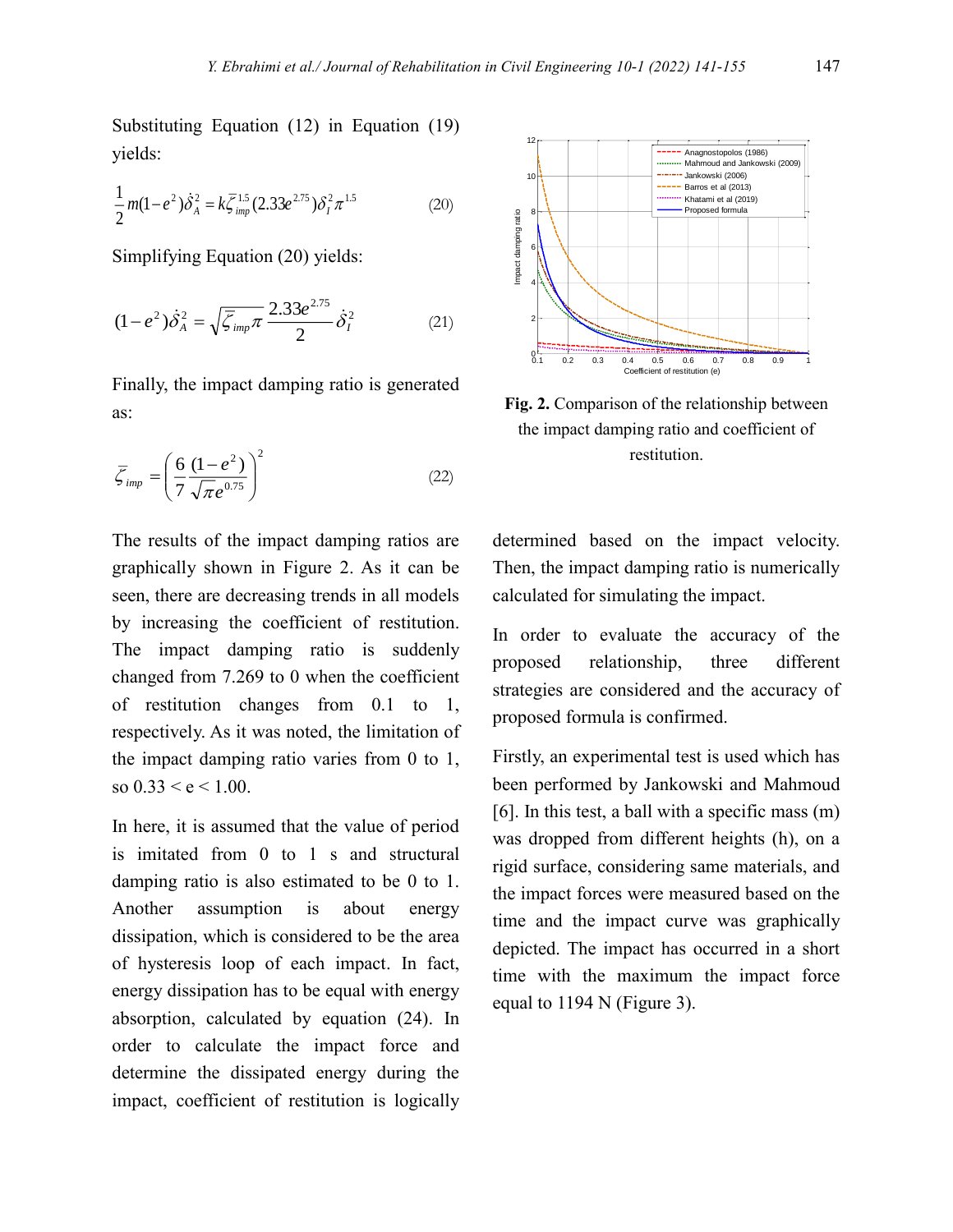Substituting Equation (12) in Equation (19) yields:

$$\frac{1}{2}m(1-e^2)\dot{\delta}_A^2 = k\bar{\zeta}_{imp}^{1.5}(2.33e^{2.75})\delta_I^2\pi^{1.5} \tag{20}$$

Simplifying Equation (20) yields:

$$(1-e^2)\dot{\delta}_A^2 = \sqrt{\bar{\zeta}_{imp}\pi}\,\frac{2.33e^{2.75}}{2}\dot{\delta}_I^2 \tag{21}$$

Finally, the impact damping ratio is generated as:

$$\bar{\zeta}_{imp} = \left(\frac{6}{7}\frac{(1-e^2)}{\sqrt{\pi}e^{0.75}}\right)^2 \tag{22}$$

The results of the impact damping ratios are graphically shown in Figure 2. As it can be seen, there are decreasing trends in all models by increasing the coefficient of restitution. The impact damping ratio is suddenly changed from 7.269 to 0 when the coefficient of restitution changes from 0.1 to 1, respectively. As it was noted, the limitation of the impact damping ratio varies from 0 to 1, so $0.33 < e < 1.00$.

**Fig. 2.** Comparison of the relationship between the impact damping ratio and coefficient of restitution.

In here, it is assumed that the value of period is imitated from 0 to 1 s and structural damping ratio is also estimated to be 0 to 1. Another assumption is about energy dissipation, which is considered to be the area of hysteresis loop of each impact. In fact, energy dissipation has to be equal with energy absorption, calculated by equation (24). In order to calculate the impact force and determine the dissipated energy during the impact, coefficient of restitution is logically determined based on the impact velocity. Then, the impact damping ratio is numerically calculated for simulating the impact.

In order to evaluate the accuracy of the proposed relationship, three different strategies are considered and the accuracy of proposed formula is confirmed.

Firstly, an experimental test is used which has been performed by Jankowski and Mahmoud [6]. In this test, a ball with a specific mass (m) was dropped from different heights (h), on a rigid surface, considering same materials, and the impact forces were measured based on the time and the impact curve was graphically depicted. The impact has occurred in a short time with the maximum the impact force equal to 1194 N (Figure 3).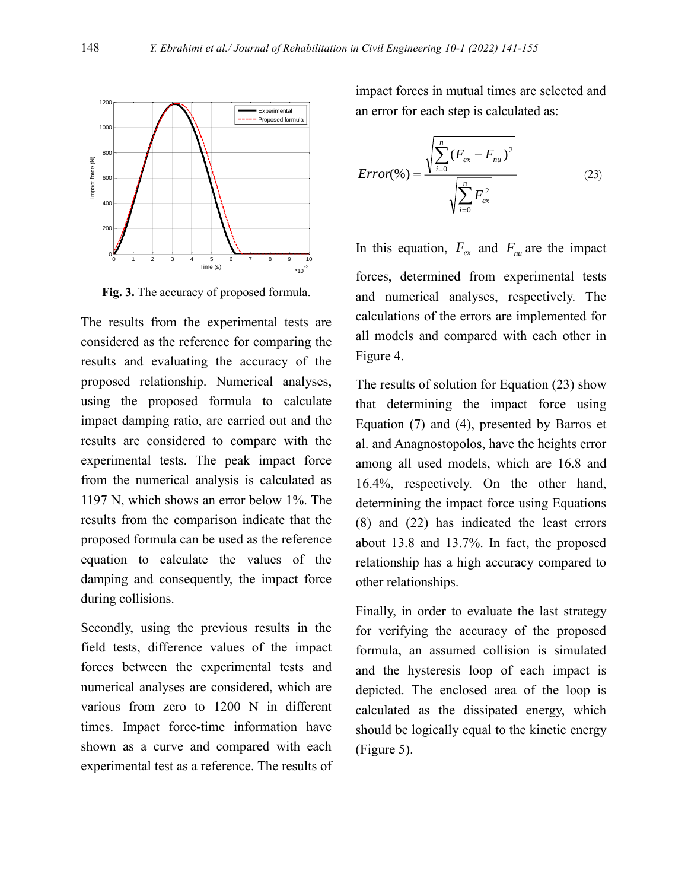Fig. 3. The accuracy of proposed formula.

The results from the experimental tests are considered as the reference for comparing the results and evaluating the accuracy of the proposed relationship. Numerical analyses, using the proposed formula to calculate impact damping ratio, are carried out and the results are considered to compare with the experimental tests. The peak impact force from the numerical analysis is calculated as 1197 N, which shows an error below 1%. The results from the comparison indicate that the proposed formula can be used as the reference equation to calculate the values of the damping and consequently, the impact force during collisions.

Secondly, using the previous results in the field tests, difference values of the impact forces between the experimental tests and numerical analyses are considered, which are various from zero to 1200 N in different times. Impact force-time information have shown as a curve and compared with each experimental test as a reference. The results of impact forces in mutual times are selected and an error for each step is calculated as:

$$Error(\%) = \frac{\sqrt{\sum_{i=0}^{n}(F_{ex} - F_{nu})^2}}{\sqrt{\sum_{i=0}^{n}F_{ex}^2}} \tag{23}$$

In this equation, $F_{ex}$ and $F_{nu}$ are the impact forces, determined from experimental tests and numerical analyses, respectively. The calculations of the errors are implemented for all models and compared with each other in Figure 4.

The results of solution for Equation (23) show that determining the impact force using Equation (7) and (4), presented by Barros et al. and Anagnostopolos, have the heights error among all used models, which are 16.8 and 16.4%, respectively. On the other hand, determining the impact force using Equations (8) and (22) has indicated the least errors about 13.8 and 13.7%. In fact, the proposed relationship has a high accuracy compared to other relationships.

Finally, in order to evaluate the last strategy for verifying the accuracy of the proposed formula, an assumed collision is simulated and the hysteresis loop of each impact is depicted. The enclosed area of the loop is calculated as the dissipated energy, which should be logically equal to the kinetic energy (Figure 5).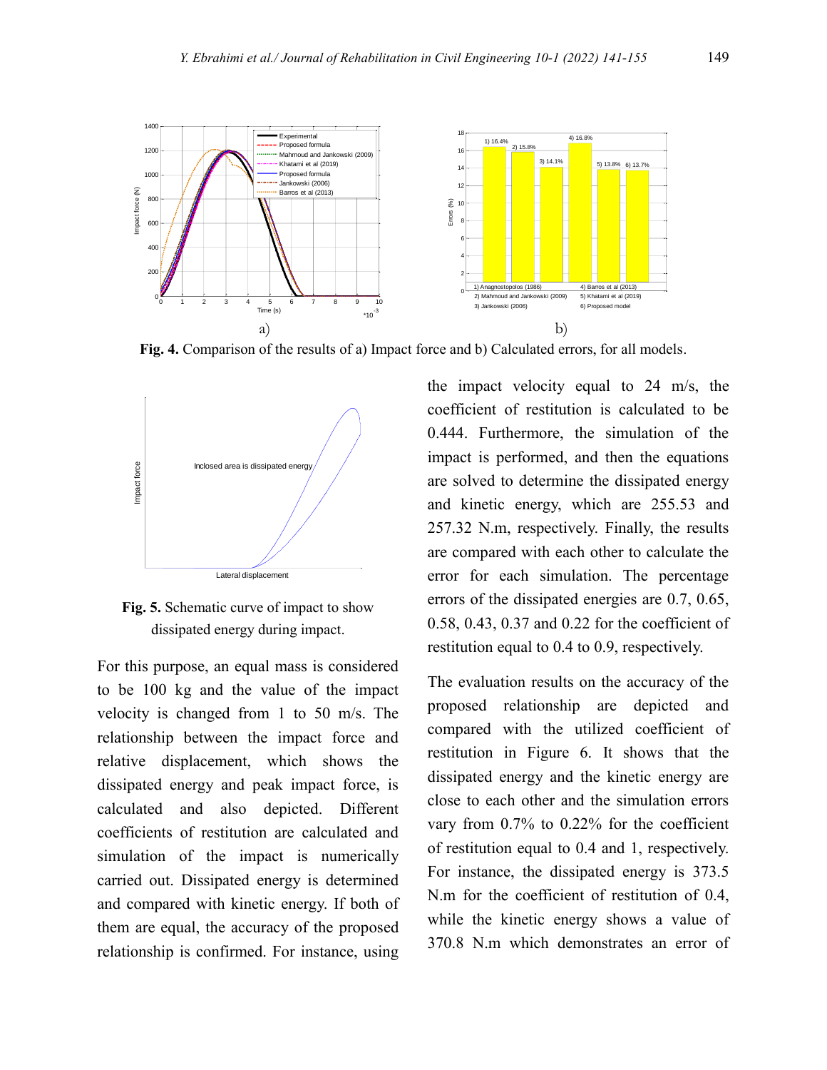Fig. 4. Comparison of the results of a) Impact force and b) Calculated errors, for all models.

Fig. 5. Schematic curve of impact to show dissipated energy during impact.

For this purpose, an equal mass is considered to be 100 kg and the value of the impact velocity is changed from 1 to 50 m/s. The relationship between the impact force and relative displacement, which shows the dissipated energy and peak impact force, is calculated and also depicted. Different coefficients of restitution are calculated and simulation of the impact is numerically carried out. Dissipated energy is determined and compared with kinetic energy. If both of them are equal, the accuracy of the proposed relationship is confirmed. For instance, using the impact velocity equal to 24 m/s, the coefficient of restitution is calculated to be 0.444. Furthermore, the simulation of the impact is performed, and then the equations are solved to determine the dissipated energy and kinetic energy, which are 255.53 and 257.32 N.m, respectively. Finally, the results are compared with each other to calculate the error for each simulation. The percentage errors of the dissipated energies are 0.7, 0.65, 0.58, 0.43, 0.37 and 0.22 for the coefficient of restitution equal to 0.4 to 0.9, respectively.

The evaluation results on the accuracy of the proposed relationship are depicted and compared with the utilized coefficient of restitution in Figure 6. It shows that the dissipated energy and the kinetic energy are close to each other and the simulation errors vary from 0.7% to 0.22% for the coefficient of restitution equal to 0.4 and 1, respectively. For instance, the dissipated energy is 373.5 N.m for the coefficient of restitution of 0.4, while the kinetic energy shows a value of 370.8 N.m which demonstrates an error of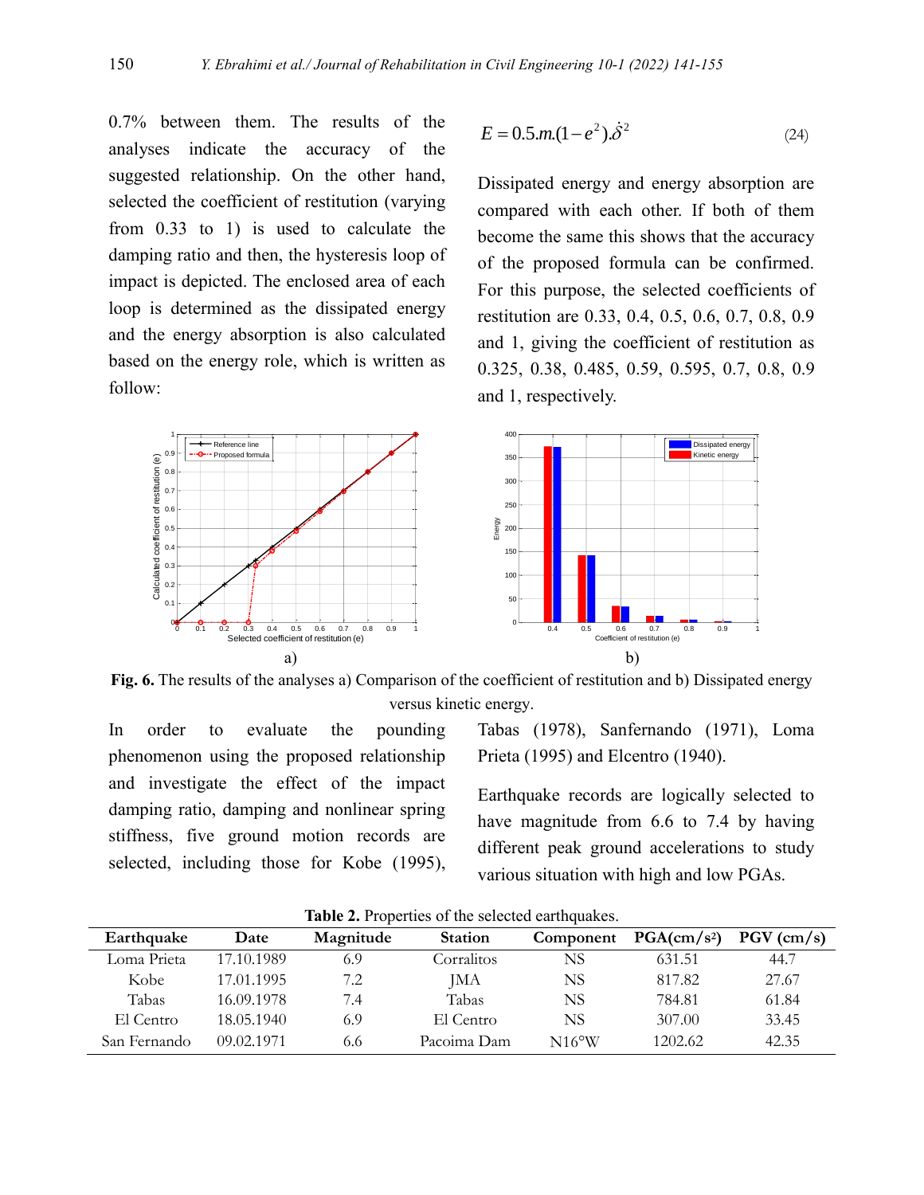0.7% between them. The results of the analyses indicate the accuracy of the suggested relationship. On the other hand, selected the coefficient of restitution (varying from 0.33 to 1) is used to calculate the damping ratio and then, the hysteresis loop of impact is depicted. The enclosed area of each loop is determined as the dissipated energy and the energy absorption is also calculated based on the energy role, which is written as follow:

$$E = 0.5.m.(1-e^2).\dot{\delta}^2 \tag{24}$$

Dissipated energy and energy absorption are compared with each other. If both of them become the same this shows that the accuracy of the proposed formula can be confirmed. For this purpose, the selected coefficients of restitution are 0.33, 0.4, 0.5, 0.6, 0.7, 0.8, 0.9 and 1, giving the coefficient of restitution as 0.325, 0.38, 0.485, 0.59, 0.595, 0.7, 0.8, 0.9 and 1, respectively.

a) b)

**Fig. 6.** The results of the analyses a) Comparison of the coefficient of restitution and b) Dissipated energy versus kinetic energy.

In order to evaluate the pounding phenomenon using the proposed relationship and investigate the effect of the impact damping ratio, damping and nonlinear spring stiffness, five ground motion records are selected, including those for Kobe (1995), Tabas (1978), Sanfernando (1971), Loma Prieta (1995) and Elcentro (1940).

Earthquake records are logically selected to have magnitude from 6.6 to 7.4 by having different peak ground accelerations to study various situation with high and low PGAs.

**Table 2.** Properties of the selected earthquakes.

| Earthquake | Date | Magnitude | Station | Component | PGA($cm/s^2$) | PGV (cm/s) |
|---|---|---|---|---|---|---|
| Loma Prieta | 17.10.1989 | 6.9 | Corralitos | NS | 631.51 | 44.7 |
| Kobe | 17.01.1995 | 7.2 | JMA | NS | 817.82 | 27.67 |
| Tabas | 16.09.1978 | 7.4 | Tabas | NS | 784.81 | 61.84 |
| El Centro | 18.05.1940 | 6.9 | El Centro | NS | 307.00 | 33.45 |
| San Fernando | 09.02.1971 | 6.6 | Pacoima Dam | N16°W | 1202.62 | 42.35 |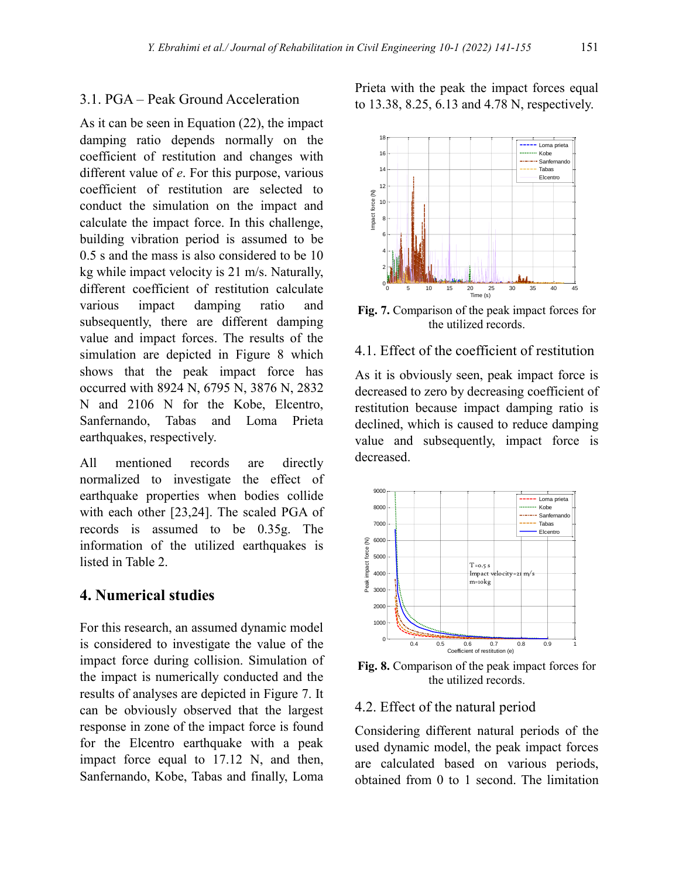### 3.1. PGA – Peak Ground Acceleration

As it can be seen in Equation (22), the impact damping ratio depends normally on the coefficient of restitution and changes with different value of *e*. For this purpose, various coefficient of restitution are selected to conduct the simulation on the impact and calculate the impact force. In this challenge, building vibration period is assumed to be 0.5 s and the mass is also considered to be 10 kg while impact velocity is 21 m/s. Naturally, different coefficient of restitution calculate various impact damping ratio and subsequently, there are different damping value and impact forces. The results of the simulation are depicted in Figure 8 which shows that the peak impact force has occurred with 8924 N, 6795 N, 3876 N, 2832 N and 2106 N for the Kobe, Elcentro, Sanfernando, Tabas and Loma Prieta earthquakes, respectively.

All mentioned records are directly normalized to investigate the effect of earthquake properties when bodies collide with each other [23,24]. The scaled PGA of records is assumed to be 0.35g. The information of the utilized earthquakes is listed in Table 2.

## 4. Numerical studies

For this research, an assumed dynamic model is considered to investigate the value of the impact force during collision. Simulation of the impact is numerically conducted and the results of analyses are depicted in Figure 7. It can be obviously observed that the largest response in zone of the impact force is found for the Elcentro earthquake with a peak impact force equal to 17.12 N, and then, Sanfernando, Kobe, Tabas and finally, Loma Prieta with the peak the impact forces equal to 13.38, 8.25, 6.13 and 4.78 N, respectively.

**Fig. 7.** Comparison of the peak impact forces for the utilized records.

### 4.1. Effect of the coefficient of restitution

As it is obviously seen, peak impact force is decreased to zero by decreasing coefficient of restitution because impact damping ratio is declined, which is caused to reduce damping value and subsequently, impact force is decreased.

**Fig. 8.** Comparison of the peak impact forces for the utilized records.

### 4.2. Effect of the natural period

Considering different natural periods of the used dynamic model, the peak impact forces are calculated based on various periods, obtained from 0 to 1 second. The limitation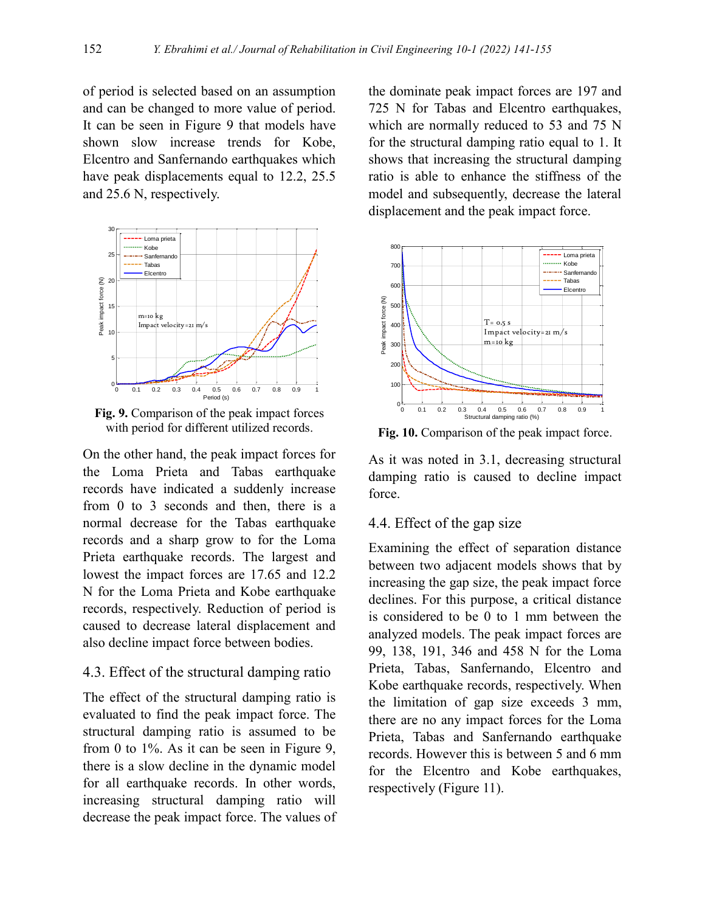of period is selected based on an assumption and can be changed to more value of period. It can be seen in Figure 9 that models have shown slow increase trends for Kobe, Elcentro and Sanfernando earthquakes which have peak displacements equal to 12.2, 25.5 and 25.6 N, respectively.

**Fig. 9.** Comparison of the peak impact forces with period for different utilized records.

On the other hand, the peak impact forces for the Loma Prieta and Tabas earthquake records have indicated a suddenly increase from 0 to 3 seconds and then, there is a normal decrease for the Tabas earthquake records and a sharp grow to for the Loma Prieta earthquake records. The largest and lowest the impact forces are 17.65 and 12.2 N for the Loma Prieta and Kobe earthquake records, respectively. Reduction of period is caused to decrease lateral displacement and also decline impact force between bodies.

## 4.3. Effect of the structural damping ratio

The effect of the structural damping ratio is evaluated to find the peak impact force. The structural damping ratio is assumed to be from 0 to 1%. As it can be seen in Figure 9, there is a slow decline in the dynamic model for all earthquake records. In other words, increasing structural damping ratio will decrease the peak impact force. The values of the dominate peak impact forces are 197 and 725 N for Tabas and Elcentro earthquakes, which are normally reduced to 53 and 75 N for the structural damping ratio equal to 1. It shows that increasing the structural damping ratio is able to enhance the stiffness of the model and subsequently, decrease the lateral displacement and the peak impact force.

**Fig. 10.** Comparison of the peak impact force.

As it was noted in 3.1, decreasing structural damping ratio is caused to decline impact force.

## 4.4. Effect of the gap size

Examining the effect of separation distance between two adjacent models shows that by increasing the gap size, the peak impact force declines. For this purpose, a critical distance is considered to be 0 to 1 mm between the analyzed models. The peak impact forces are 99, 138, 191, 346 and 458 N for the Loma Prieta, Tabas, Sanfernando, Elcentro and Kobe earthquake records, respectively. When the limitation of gap size exceeds 3 mm, there are no any impact forces for the Loma Prieta, Tabas and Sanfernando earthquake records. However this is between 5 and 6 mm for the Elcentro and Kobe earthquakes, respectively (Figure 11).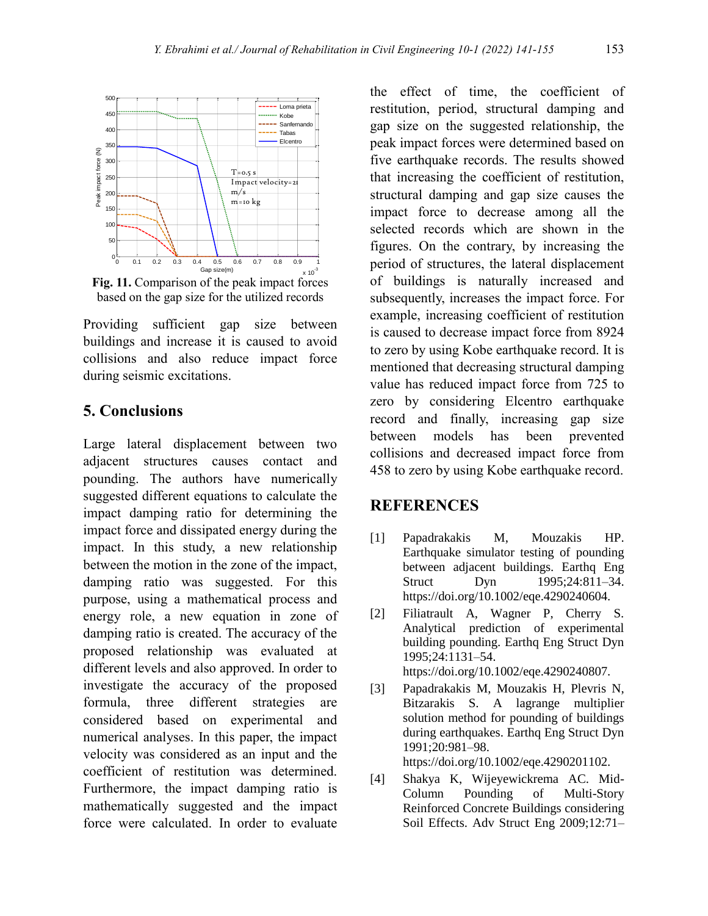**Fig. 11.** Comparison of the peak impact forces based on the gap size for the utilized records

Providing sufficient gap size between buildings and increase it is caused to avoid collisions and also reduce impact force during seismic excitations.

## 5. Conclusions

Large lateral displacement between two adjacent structures causes contact and pounding. The authors have numerically suggested different equations to calculate the impact damping ratio for determining the impact force and dissipated energy during the impact. In this study, a new relationship between the motion in the zone of the impact, damping ratio was suggested. For this purpose, using a mathematical process and energy role, a new equation in zone of damping ratio is created. The accuracy of the proposed relationship was evaluated at different levels and also approved. In order to investigate the accuracy of the proposed formula, three different strategies are considered based on experimental and numerical analyses. In this paper, the impact velocity was considered as an input and the coefficient of restitution was determined. Furthermore, the impact damping ratio is mathematically suggested and the impact force were calculated. In order to evaluate the effect of time, the coefficient of restitution, period, structural damping and gap size on the suggested relationship, the peak impact forces were determined based on five earthquake records. The results showed that increasing the coefficient of restitution, structural damping and gap size causes the impact force to decrease among all the selected records which are shown in the figures. On the contrary, by increasing the period of structures, the lateral displacement of buildings is naturally increased and subsequently, increases the impact force. For example, increasing coefficient of restitution is caused to decrease impact force from 8924 to zero by using Kobe earthquake record. It is mentioned that decreasing structural damping value has reduced impact force from 725 to zero by considering Elcentro earthquake record and finally, increasing gap size between models has been prevented collisions and decreased impact force from 458 to zero by using Kobe earthquake record.

## REFERENCES

[1] Papadrakakis M, Mouzakis HP. Earthquake simulator testing of pounding between adjacent buildings. Earthq Eng Struct Dyn 1995;24:811–34. https://doi.org/10.1002/eqe.4290240604.

[2] Filiatrault A, Wagner P, Cherry S. Analytical prediction of experimental building pounding. Earthq Eng Struct Dyn 1995;24:1131–54. https://doi.org/10.1002/eqe.4290240807.

[3] Papadrakakis M, Mouzakis H, Plevris N, Bitzarakis S. A lagrange multiplier solution method for pounding of buildings during earthquakes. Earthq Eng Struct Dyn 1991;20:981–98. https://doi.org/10.1002/eqe.4290201102.

[4] Shakya K, Wijeyewickrema AC. Mid-Column Pounding of Multi-Story Reinforced Concrete Buildings considering Soil Effects. Adv Struct Eng 2009;12:71–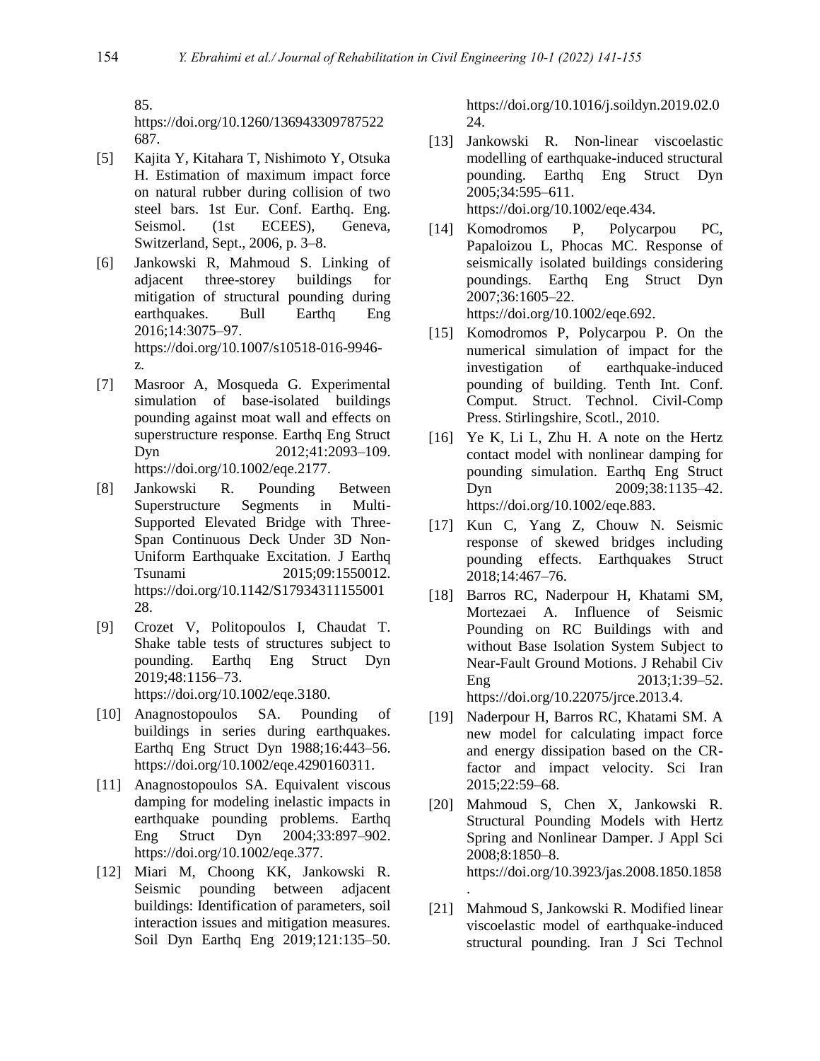85. https://doi.org/10.1260/136943309787522687.

[5] Kajita Y, Kitahara T, Nishimoto Y, Otsuka H. Estimation of maximum impact force on natural rubber during collision of two steel bars. 1st Eur. Conf. Earthq. Eng. Seismol. (1st ECEES), Geneva, Switzerland, Sept., 2006, p. 3–8.

[6] Jankowski R, Mahmoud S. Linking of adjacent three-storey buildings for mitigation of structural pounding during earthquakes. Bull Earthq Eng 2016;14:3075–97. https://doi.org/10.1007/s10518-016-9946-z.

[7] Masroor A, Mosqueda G. Experimental simulation of base-isolated buildings pounding against moat wall and effects on superstructure response. Earthq Eng Struct Dyn 2012;41:2093–109. https://doi.org/10.1002/eqe.2177.

[8] Jankowski R. Pounding Between Superstructure Segments in Multi-Supported Elevated Bridge with Three-Span Continuous Deck Under 3D Non-Uniform Earthquake Excitation. J Earthq Tsunami 2015;09:1550012. https://doi.org/10.1142/S1793431115500128.

[9] Crozet V, Politopoulos I, Chaudat T. Shake table tests of structures subject to pounding. Earthq Eng Struct Dyn 2019;48:1156–73. https://doi.org/10.1002/eqe.3180.

[10] Anagnostopoulos SA. Pounding of buildings in series during earthquakes. Earthq Eng Struct Dyn 1988;16:443–56. https://doi.org/10.1002/eqe.4290160311.

[11] Anagnostopoulos SA. Equivalent viscous damping for modeling inelastic impacts in earthquake pounding problems. Earthq Eng Struct Dyn 2004;33:897–902. https://doi.org/10.1002/eqe.377.

[12] Miari M, Choong KK, Jankowski R. Seismic pounding between adjacent buildings: Identification of parameters, soil interaction issues and mitigation measures. Soil Dyn Earthq Eng 2019;121:135–50. https://doi.org/10.1016/j.soildyn.2019.02.024.

[13] Jankowski R. Non-linear viscoelastic modelling of earthquake-induced structural pounding. Earthq Eng Struct Dyn 2005;34:595–611. https://doi.org/10.1002/eqe.434.

[14] Komodromos P, Polycarpou PC, Papaloizou L, Phocas MC. Response of seismically isolated buildings considering poundings. Earthq Eng Struct Dyn 2007;36:1605–22. https://doi.org/10.1002/eqe.692.

[15] Komodromos P, Polycarpou P. On the numerical simulation of impact for the investigation of earthquake-induced pounding of building. Tenth Int. Conf. Comput. Struct. Technol. Civil-Comp Press. Stirlingshire, Scotl., 2010.

[16] Ye K, Li L, Zhu H. A note on the Hertz contact model with nonlinear damping for pounding simulation. Earthq Eng Struct Dyn 2009;38:1135–42. https://doi.org/10.1002/eqe.883.

[17] Kun C, Yang Z, Chouw N. Seismic response of skewed bridges including pounding effects. Earthquakes Struct 2018;14:467–76.

[18] Barros RC, Naderpour H, Khatami SM, Mortezaei A. Influence of Seismic Pounding on RC Buildings with and without Base Isolation System Subject to Near-Fault Ground Motions. J Rehabil Civ Eng 2013;1:39–52. https://doi.org/10.22075/jrce.2013.4.

[19] Naderpour H, Barros RC, Khatami SM. A new model for calculating impact force and energy dissipation based on the CR-factor and impact velocity. Sci Iran 2015;22:59–68.

[20] Mahmoud S, Chen X, Jankowski R. Structural Pounding Models with Hertz Spring and Nonlinear Damper. J Appl Sci 2008;8:1850–8. https://doi.org/10.3923/jas.2008.1850.1858.

[21] Mahmoud S, Jankowski R. Modified linear viscoelastic model of earthquake-induced structural pounding. Iran J Sci Technol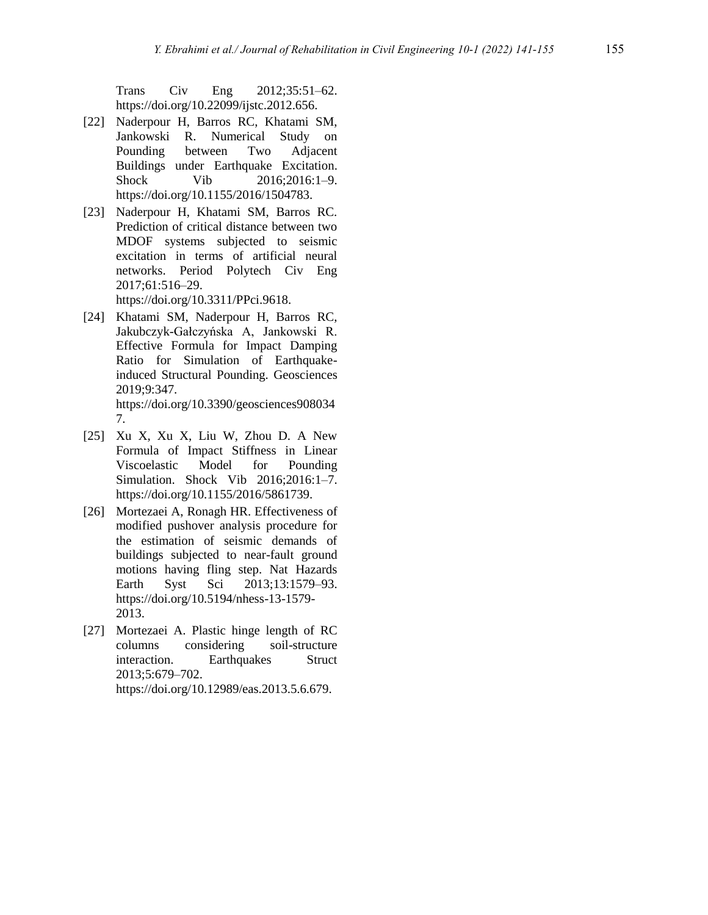Trans Civ Eng 2012;35:51–62. https://doi.org/10.22099/ijstc.2012.656.

[22] Naderpour H, Barros RC, Khatami SM, Jankowski R. Numerical Study on Pounding between Two Adjacent Buildings under Earthquake Excitation. Shock Vib 2016;2016:1–9. https://doi.org/10.1155/2016/1504783.

[23] Naderpour H, Khatami SM, Barros RC. Prediction of critical distance between two MDOF systems subjected to seismic excitation in terms of artificial neural networks. Period Polytech Civ Eng 2017;61:516–29. https://doi.org/10.3311/PPci.9618.

[24] Khatami SM, Naderpour H, Barros RC, Jakubczyk-Gałczyńska A, Jankowski R. Effective Formula for Impact Damping Ratio for Simulation of Earthquake-induced Structural Pounding. Geosciences 2019;9:347. https://doi.org/10.3390/geosciences9080347.

[25] Xu X, Xu X, Liu W, Zhou D. A New Formula of Impact Stiffness in Linear Viscoelastic Model for Pounding Simulation. Shock Vib 2016;2016:1–7. https://doi.org/10.1155/2016/5861739.

[26] Mortezaei A, Ronagh HR. Effectiveness of modified pushover analysis procedure for the estimation of seismic demands of buildings subjected to near-fault ground motions having fling step. Nat Hazards Earth Syst Sci 2013;13:1579–93. https://doi.org/10.5194/nhess-13-1579-2013.

[27] Mortezaei A. Plastic hinge length of RC columns considering soil-structure interaction. Earthquakes Struct 2013;5:679–702. https://doi.org/10.12989/eas.2013.5.6.679.